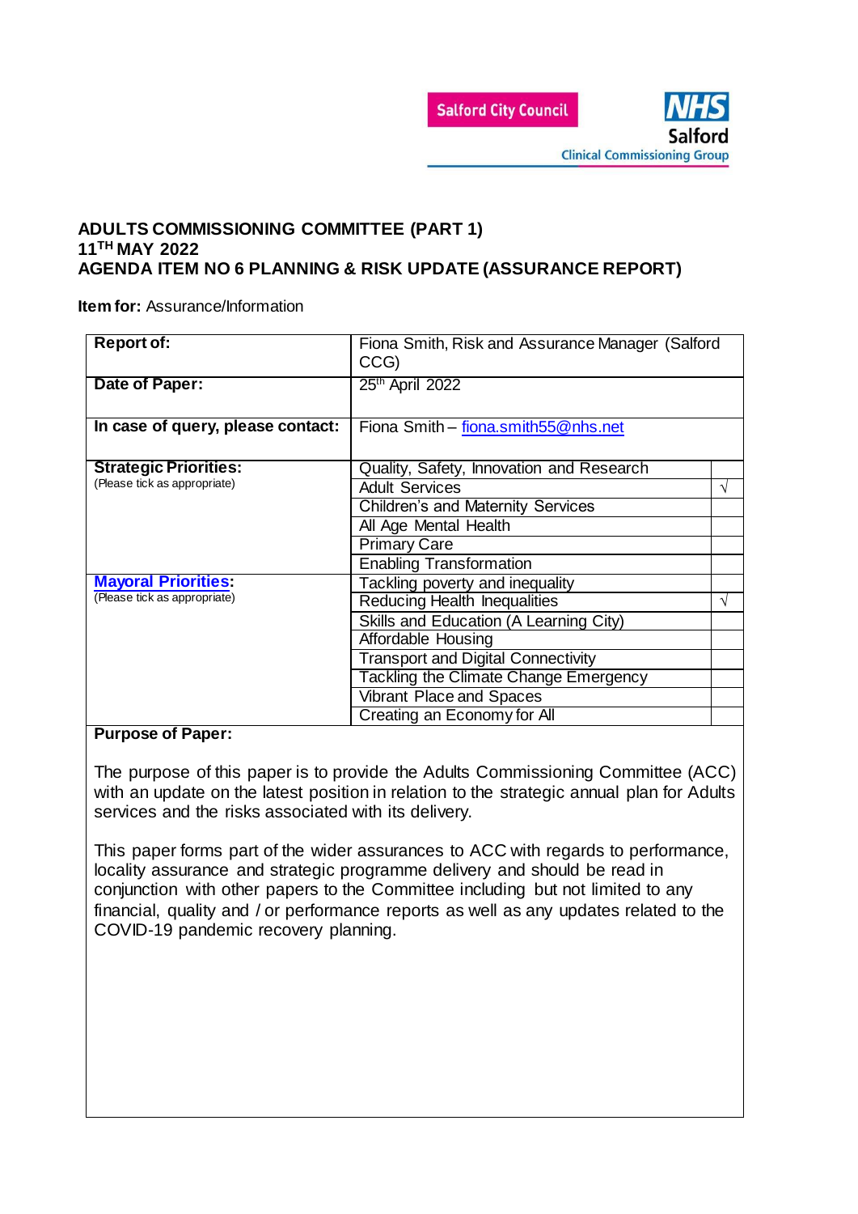Salford City Council

NHS Salford Clinical Commissioning Group

# ADULTS COMMISSIONING COMMITTEE (PART 1)
# 11TH MAY 2022
# AGENDA ITEM NO 6 PLANNING & RISK UPDATE (ASSURANCE REPORT)

**Item for:** Assurance/Information

| **Report of:** | Fiona Smith, Risk and Assurance Manager (Salford CCG) | |
|---|---|---|
| **Date of Paper:** | 25th April 2022 | |
| **In case of query, please contact:** | Fiona Smith – fiona.smith55@nhs.net | |
| **Strategic Priorities:** (Please tick as appropriate) | Quality, Safety, Innovation and Research | |
| | Adult Services | √ |
| | Children's and Maternity Services | |
| | All Age Mental Health | |
| | Primary Care | |
| | Enabling Transformation | |
| **Mayoral Priorities:** (Please tick as appropriate) | Tackling poverty and inequality | |
| | Reducing Health Inequalities | √ |
| | Skills and Education (A Learning City) | |
| | Affordable Housing | |
| | Transport and Digital Connectivity | |
| | Tackling the Climate Change Emergency | |
| | Vibrant Place and Spaces | |
| | Creating an Economy for All | |

**Purpose of Paper:**

The purpose of this paper is to provide the Adults Commissioning Committee (ACC) with an update on the latest position in relation to the strategic annual plan for Adults services and the risks associated with its delivery.

This paper forms part of the wider assurances to ACC with regards to performance, locality assurance and strategic programme delivery and should be read in conjunction with other papers to the Committee including but not limited to any financial, quality and / or performance reports as well as any updates related to the COVID-19 pandemic recovery planning.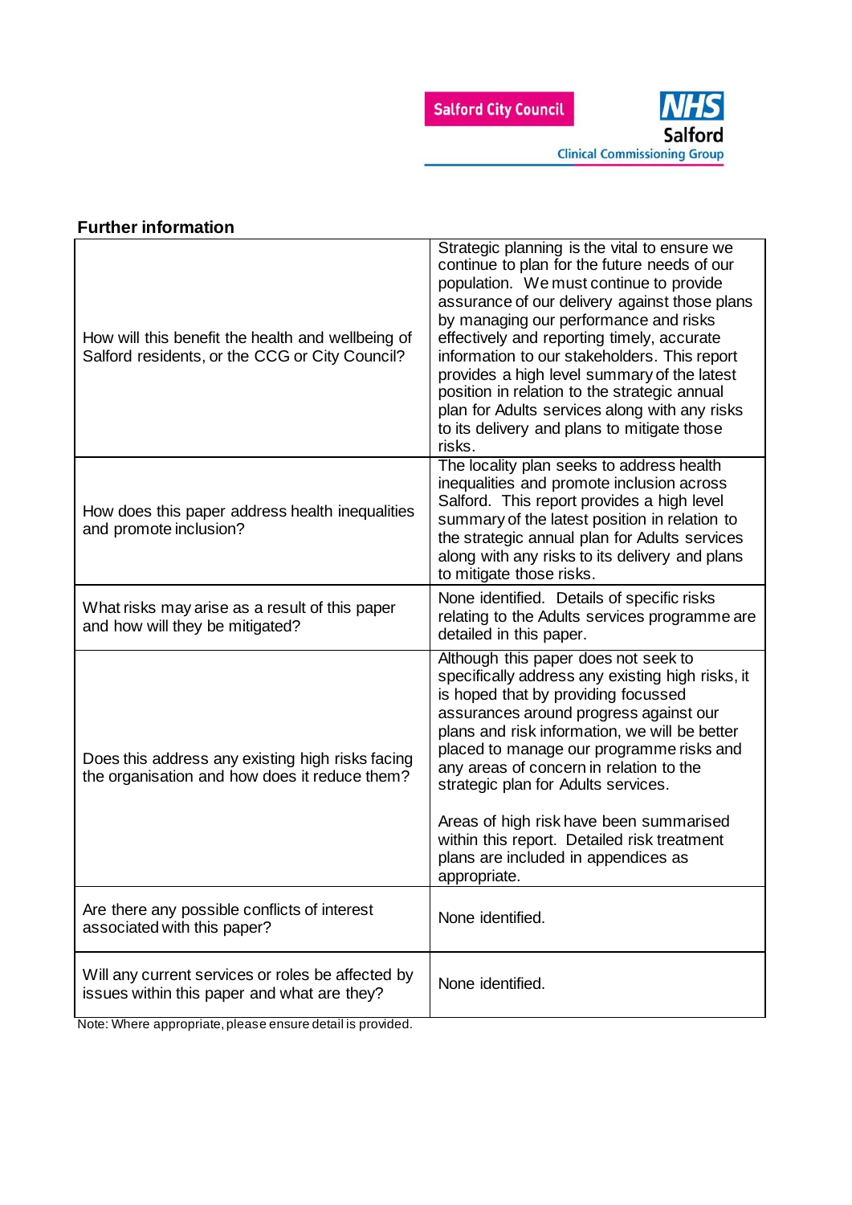**Further information**

| | |
|---|---|
| How will this benefit the health and wellbeing of Salford residents, or the CCG or City Council? | Strategic planning is the vital to ensure we continue to plan for the future needs of our population. We must continue to provide assurance of our delivery against those plans by managing our performance and risks effectively and reporting timely, accurate information to our stakeholders. This report provides a high level summary of the latest position in relation to the strategic annual plan for Adults services along with any risks to its delivery and plans to mitigate those risks. |
| How does this paper address health inequalities and promote inclusion? | The locality plan seeks to address health inequalities and promote inclusion across Salford. This report provides a high level summary of the latest position in relation to the strategic annual plan for Adults services along with any risks to its delivery and plans to mitigate those risks. |
| What risks may arise as a result of this paper and how will they be mitigated? | None identified. Details of specific risks relating to the Adults services programme are detailed in this paper. |
| Does this address any existing high risks facing the organisation and how does it reduce them? | Although this paper does not seek to specifically address any existing high risks, it is hoped that by providing focussed assurances around progress against our plans and risk information, we will be better placed to manage our programme risks and any areas of concern in relation to the strategic plan for Adults services.<br><br>Areas of high risk have been summarised within this report. Detailed risk treatment plans are included in appendices as appropriate. |
| Are there any possible conflicts of interest associated with this paper? | None identified. |
| Will any current services or roles be affected by issues within this paper and what are they? | None identified. |

Note: Where appropriate, please ensure detail is provided.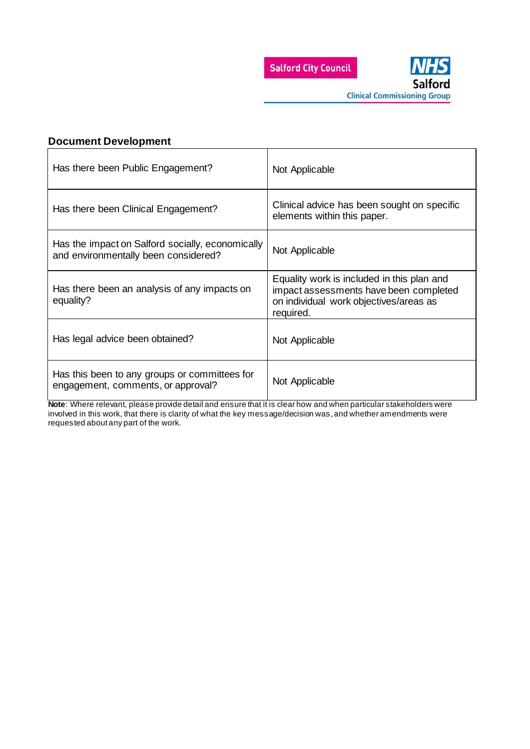## Document Development

| | |
|---|---|
| Has there been Public Engagement? | Not Applicable |
| Has there been Clinical Engagement? | Clinical advice has been sought on specific elements within this paper. |
| Has the impact on Salford socially, economically and environmentally been considered? | Not Applicable |
| Has there been an analysis of any impacts on equality? | Equality work is included in this plan and impact assessments have been completed on individual work objectives/areas as required. |
| Has legal advice been obtained? | Not Applicable |
| Has this been to any groups or committees for engagement, comments, or approval? | Not Applicable |

**Note**: Where relevant, please provide detail and ensure that it is clear how and when particular stakeholders were involved in this work, that there is clarity of what the key message/decision was, and whether amendments were requested about any part of the work.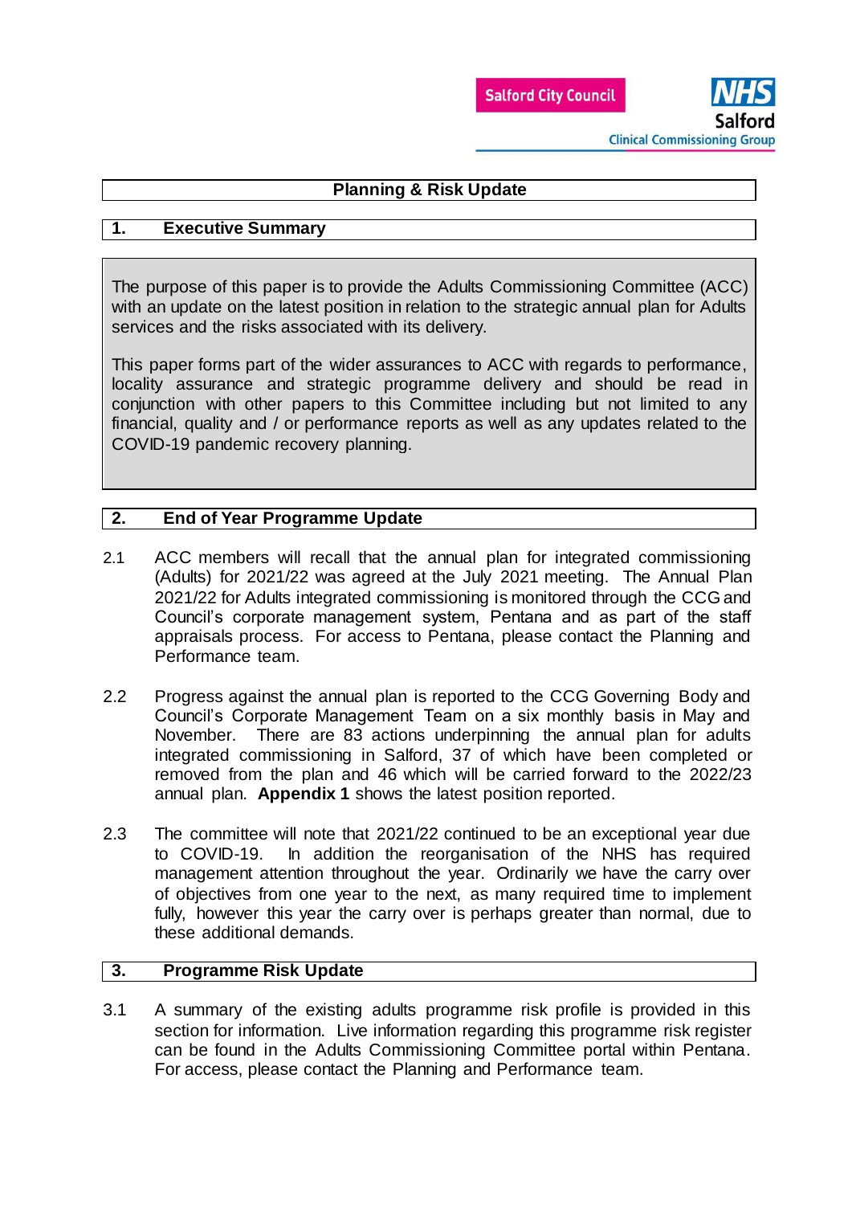Salford City Council

NHS Salford Clinical Commissioning Group

# Planning & Risk Update

## 1. Executive Summary

The purpose of this paper is to provide the Adults Commissioning Committee (ACC) with an update on the latest position in relation to the strategic annual plan for Adults services and the risks associated with its delivery.

This paper forms part of the wider assurances to ACC with regards to performance, locality assurance and strategic programme delivery and should be read in conjunction with other papers to this Committee including but not limited to any financial, quality and / or performance reports as well as any updates related to the COVID-19 pandemic recovery planning.

## 2. End of Year Programme Update

2.1 ACC members will recall that the annual plan for integrated commissioning (Adults) for 2021/22 was agreed at the July 2021 meeting. The Annual Plan 2021/22 for Adults integrated commissioning is monitored through the CCG and Council's corporate management system, Pentana and as part of the staff appraisals process. For access to Pentana, please contact the Planning and Performance team.

2.2 Progress against the annual plan is reported to the CCG Governing Body and Council's Corporate Management Team on a six monthly basis in May and November. There are 83 actions underpinning the annual plan for adults integrated commissioning in Salford, 37 of which have been completed or removed from the plan and 46 which will be carried forward to the 2022/23 annual plan. **Appendix 1** shows the latest position reported.

2.3 The committee will note that 2021/22 continued to be an exceptional year due to COVID-19. In addition the reorganisation of the NHS has required management attention throughout the year. Ordinarily we have the carry over of objectives from one year to the next, as many required time to implement fully, however this year the carry over is perhaps greater than normal, due to these additional demands.

## 3. Programme Risk Update

3.1 A summary of the existing adults programme risk profile is provided in this section for information. Live information regarding this programme risk register can be found in the Adults Commissioning Committee portal within Pentana. For access, please contact the Planning and Performance team.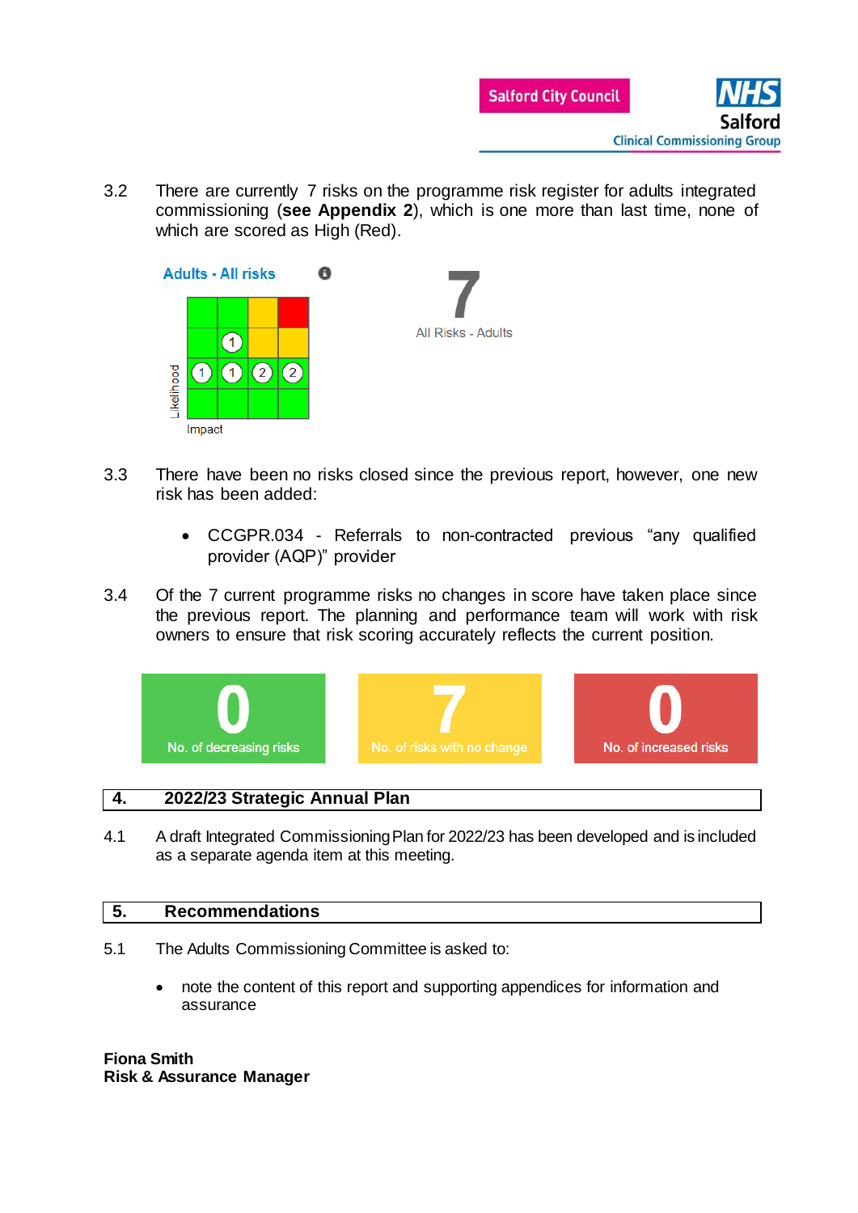3.2 There are currently 7 risks on the programme risk register for adults integrated commissioning (**see Appendix 2**), which is one more than last time, none of which are scored as High (Red).

Adults - All risks

| | | | |
|---|---|---|---|
| | | | |
| | 1 | | |
| 1 | 1 | 2 | 2 |
| | | | |

Likelihood

Impact

7

All Risks - Adults

3.3 There have been no risks closed since the previous report, however, one new risk has been added:

- CCGPR.034 - Referrals to non-contracted previous "any qualified provider (AQP)" provider

3.4 Of the 7 current programme risks no changes in score have taken place since the previous report. The planning and performance team will work with risk owners to ensure that risk scoring accurately reflects the current position.

| 0 | 7 | 0 |
|---|---|---|
| No. of decreasing risks | No. of risks with no change | No. of increased risks |

## 4. 2022/23 Strategic Annual Plan

4.1 A draft Integrated Commissioning Plan for 2022/23 has been developed and is included as a separate agenda item at this meeting.

## 5. Recommendations

5.1 The Adults Commissioning Committee is asked to:

- note the content of this report and supporting appendices for information and assurance

**Fiona Smith**
**Risk & Assurance Manager**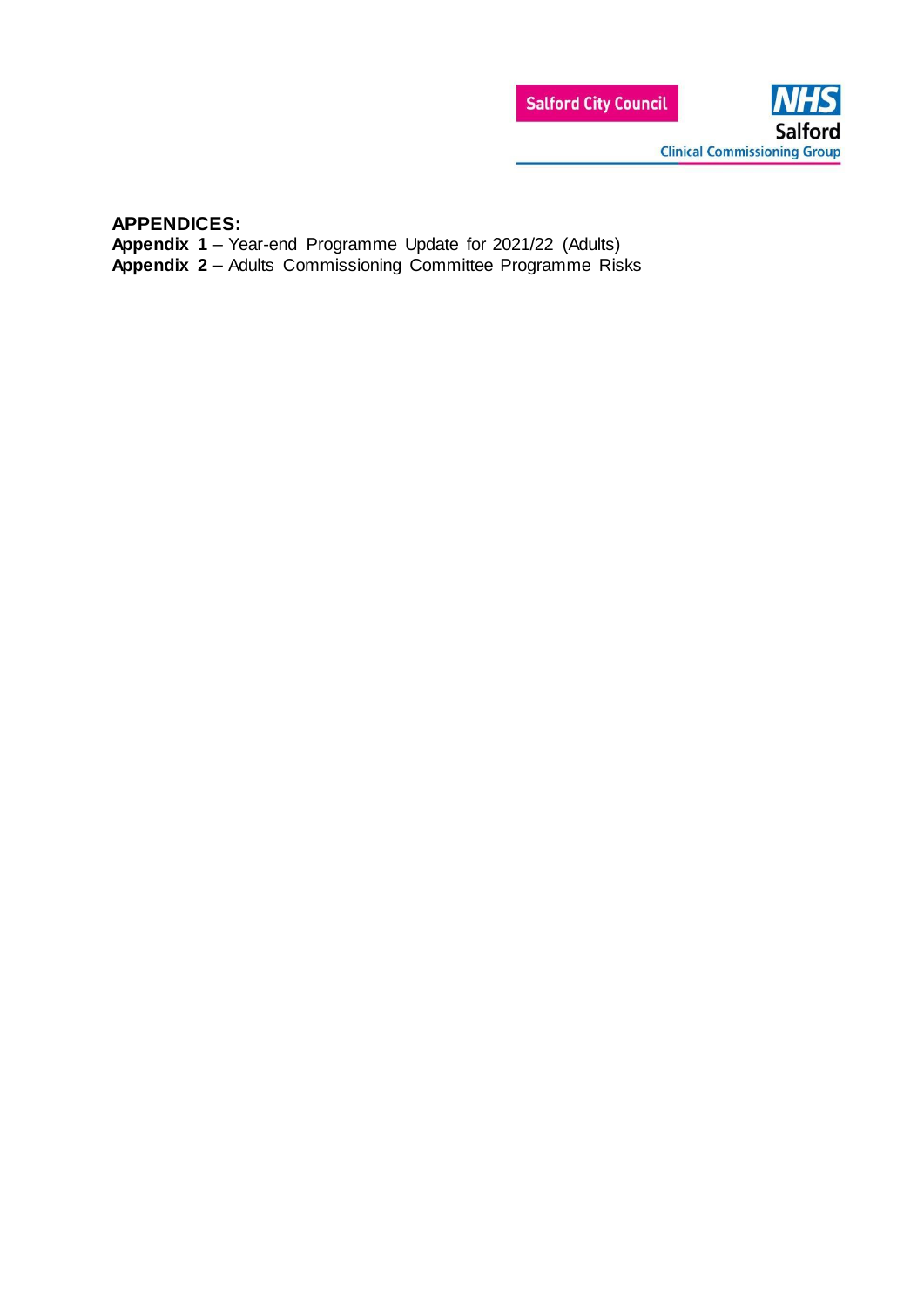**APPENDICES:**

**Appendix 1** – Year-end Programme Update for 2021/22 (Adults)

**Appendix 2 –** Adults Commissioning Committee Programme Risks